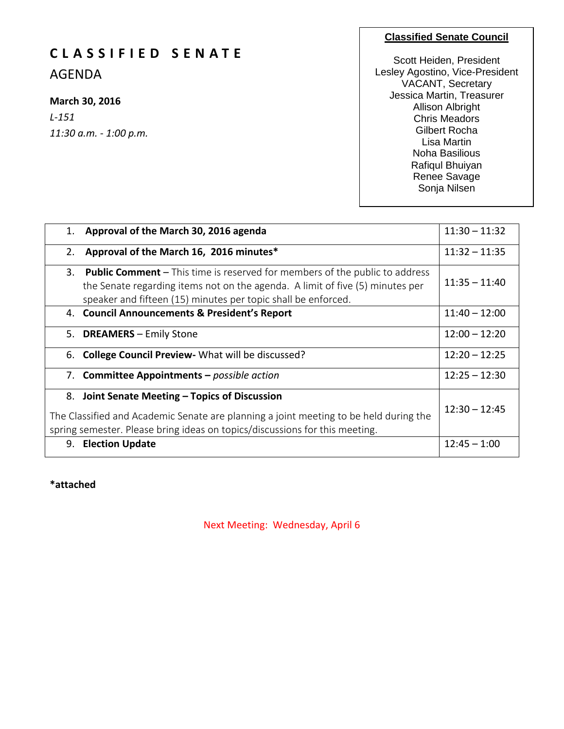# C L A S S I F I E D   S E N A T E

## AGENDA

**March 30, 2016**

*L-151*

*11:30 a.m. - 1:00 p.m.*

**Classified Senate Council**

Scott Heiden, President
Lesley Agostino, Vice-President
VACANT, Secretary
Jessica Martin, Treasurer
Allison Albright
Chris Meadors
Gilbert Rocha
Lisa Martin
Noha Basilious
Rafiqul Bhuiyan
Renee Savage
Sonja Nilsen

| Item | Time |
|---|---|
| 1. **Approval of the March 30, 2016 agenda** | 11:30 – 11:32 |
| 2. **Approval of the March 16, 2016 minutes*** | 11:32 – 11:35 |
| 3. **Public Comment** – This time is reserved for members of the public to address the Senate regarding items not on the agenda. A limit of five (5) minutes per speaker and fifteen (15) minutes per topic shall be enforced. | 11:35 – 11:40 |
| 4. **Council Announcements & President's Report** | 11:40 – 12:00 |
| 5. **DREAMERS** – Emily Stone | 12:00 – 12:20 |
| 6. **College Council Preview-** What will be discussed? | 12:20 – 12:25 |
| 7. **Committee Appointments –** *possible action* | 12:25 – 12:30 |
| 8. **Joint Senate Meeting – Topics of Discussion** The Classified and Academic Senate are planning a joint meeting to be held during the spring semester. Please bring ideas on topics/discussions for this meeting. | 12:30 – 12:45 |
| 9. **Election Update** | 12:45 – 1:00 |

***attached**

Next Meeting: Wednesday, April 6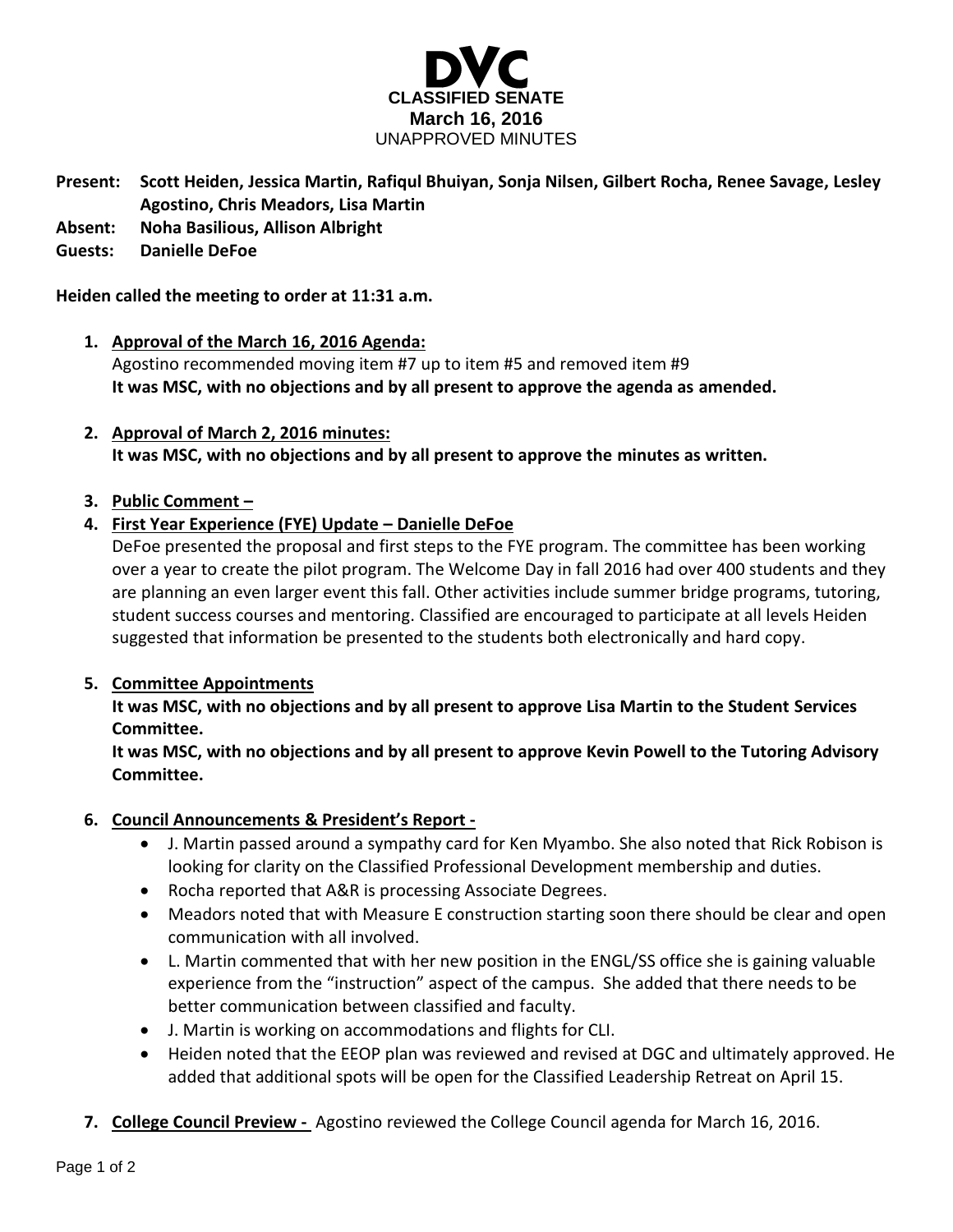# DVC

**CLASSIFIED SENATE**
**March 16, 2016**
UNAPPROVED MINUTES

**Present: Scott Heiden, Jessica Martin, Rafiqul Bhuiyan, Sonja Nilsen, Gilbert Rocha, Renee Savage, Lesley Agostino, Chris Meadors, Lisa Martin**
**Absent: Noha Basilious, Allison Albright**
**Guests: Danielle DeFoe**

**Heiden called the meeting to order at 11:31 a.m.**

1. **Approval of the March 16, 2016 Agenda:**
   Agostino recommended moving item #7 up to item #5 and removed item #9
   **It was MSC, with no objections and by all present to approve the agenda as amended.**

2. **Approval of March 2, 2016 minutes:**
   **It was MSC, with no objections and by all present to approve the minutes as written.**

3. **Public Comment –**

4. **First Year Experience (FYE) Update – Danielle DeFoe**
   DeFoe presented the proposal and first steps to the FYE program. The committee has been working over a year to create the pilot program. The Welcome Day in fall 2016 had over 400 students and they are planning an even larger event this fall. Other activities include summer bridge programs, tutoring, student success courses and mentoring. Classified are encouraged to participate at all levels Heiden suggested that information be presented to the students both electronically and hard copy.

5. **Committee Appointments**
   **It was MSC, with no objections and by all present to approve Lisa Martin to the Student Services Committee.**
   **It was MSC, with no objections and by all present to approve Kevin Powell to the Tutoring Advisory Committee.**

6. **Council Announcements & President's Report -**
   - J. Martin passed around a sympathy card for Ken Myambo. She also noted that Rick Robison is looking for clarity on the Classified Professional Development membership and duties.
   - Rocha reported that A&R is processing Associate Degrees.
   - Meadors noted that with Measure E construction starting soon there should be clear and open communication with all involved.
   - L. Martin commented that with her new position in the ENGL/SS office she is gaining valuable experience from the "instruction" aspect of the campus. She added that there needs to be better communication between classified and faculty.
   - J. Martin is working on accommodations and flights for CLI.
   - Heiden noted that the EEOP plan was reviewed and revised at DGC and ultimately approved. He added that additional spots will be open for the Classified Leadership Retreat on April 15.

7. **College Council Preview -** Agostino reviewed the College Council agenda for March 16, 2016.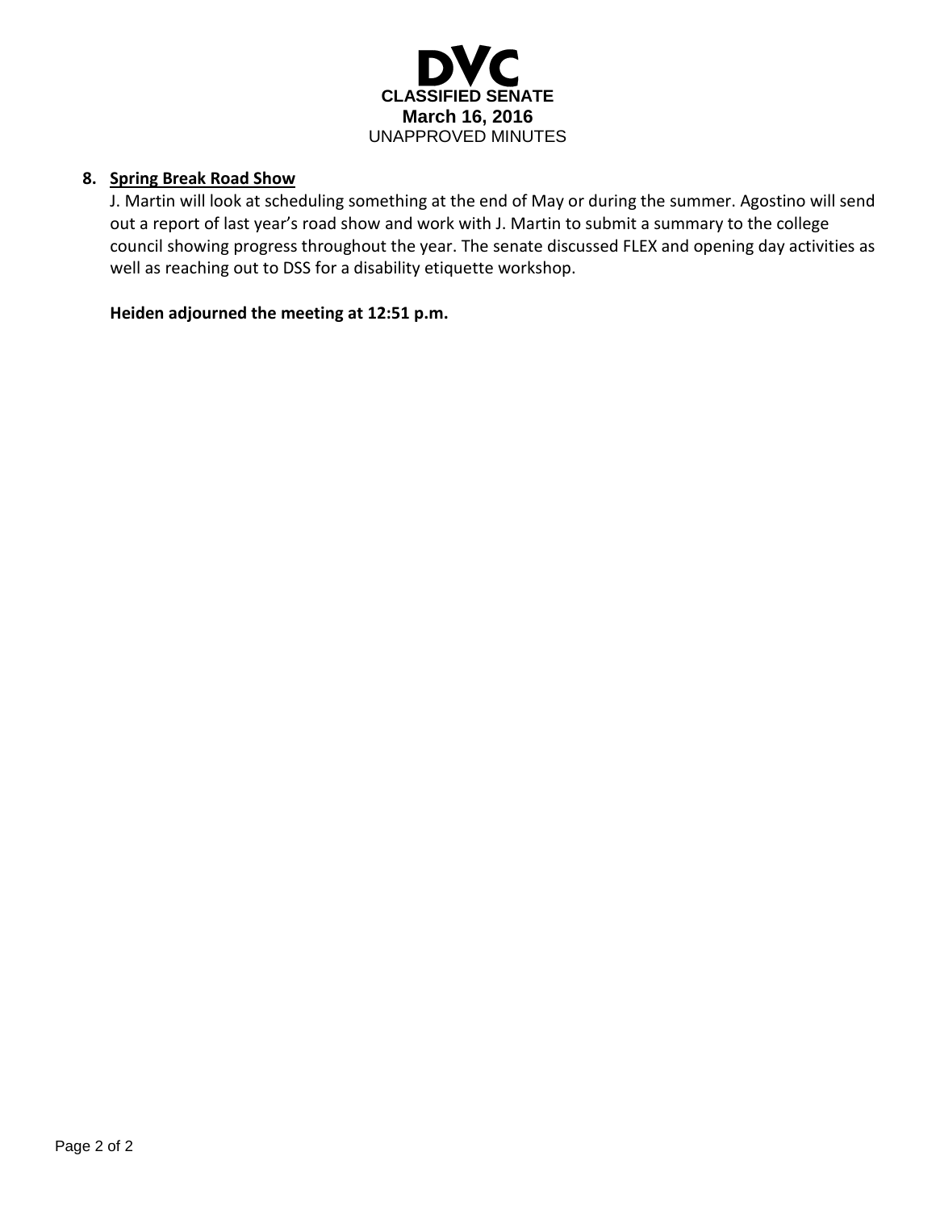**8. <u>Spring Break Road Show</u>**

J. Martin will look at scheduling something at the end of May or during the summer. Agostino will send out a report of last year's road show and work with J. Martin to submit a summary to the college council showing progress throughout the year. The senate discussed FLEX and opening day activities as well as reaching out to DSS for a disability etiquette workshop.

**Heiden adjourned the meeting at 12:51 p.m.**